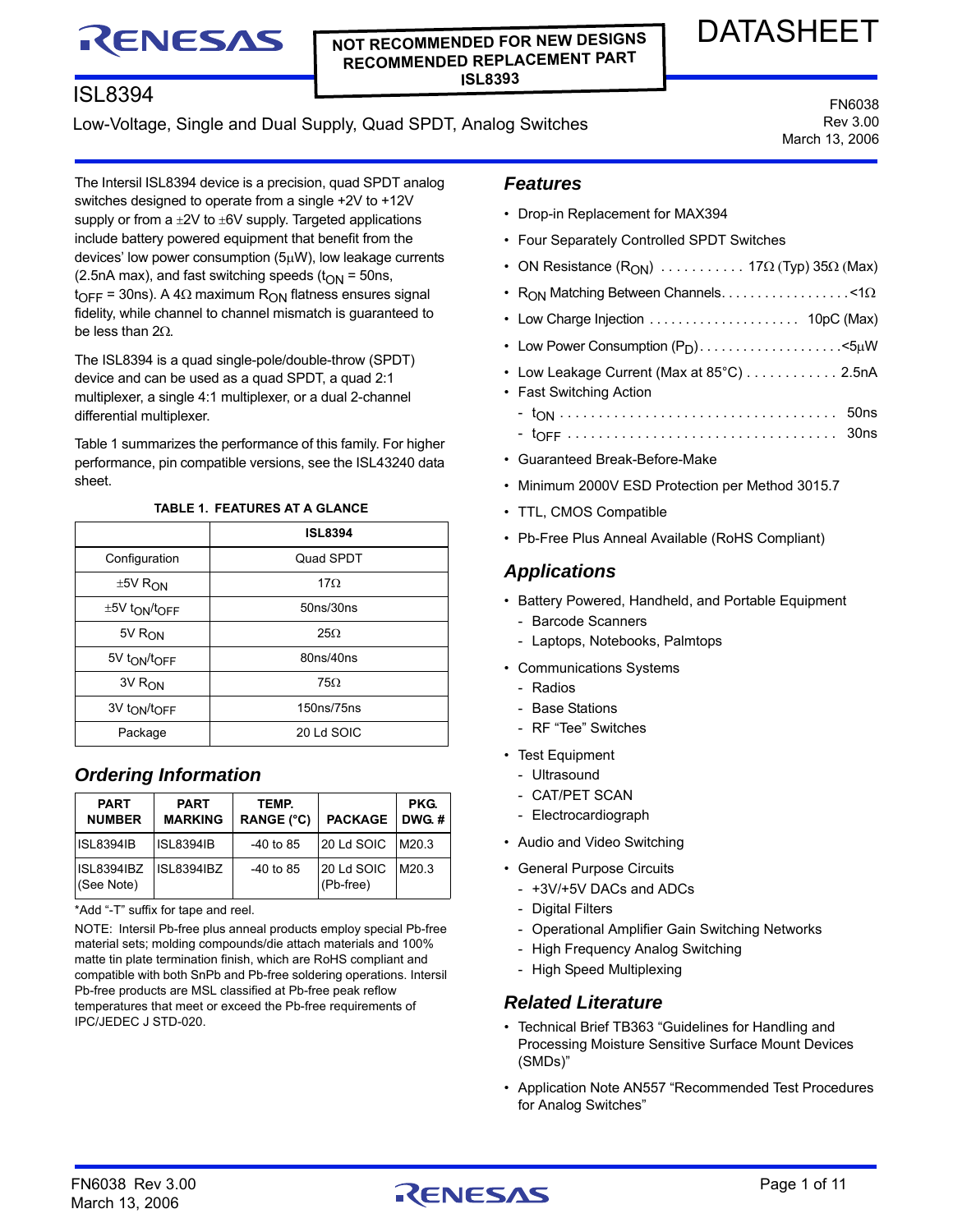NOT RECOMMENDED FOR NEW DESIGNS
RECOMMENDED REPLACEMENT PART
ISL8393

DATASHEET

# ISL8394

Low-Voltage, Single and Dual Supply, Quad SPDT, Analog Switches

FN6038
Rev 3.00
March 13, 2006

The Intersil ISL8394 device is a precision, quad SPDT analog switches designed to operate from a single +2V to +12V supply or from a ±2V to ±6V supply. Targeted applications include battery powered equipment that benefit from the devices' low power consumption (5μW), low leakage currents (2.5nA max), and fast switching speeds ($t_{ON}$ = 50ns, $t_{OFF}$ = 30ns). A 4Ω maximum $R_{ON}$ flatness ensures signal fidelity, while channel to channel mismatch is guaranteed to be less than 2Ω.

The ISL8394 is a quad single-pole/double-throw (SPDT) device and can be used as a quad SPDT, a quad 2:1 multiplexer, a single 4:1 multiplexer, or a dual 2-channel differential multiplexer.

Table 1 summarizes the performance of this family. For higher performance, pin compatible versions, see the ISL43240 data sheet.

**TABLE 1. FEATURES AT A GLANCE**

| | ISL8394 |
|---|---|
| Configuration | Quad SPDT |
| ±5V $R_{ON}$ | 17Ω |
| ±5V $t_{ON}/t_{OFF}$ | 50ns/30ns |
| 5V $R_{ON}$ | 25Ω |
| 5V $t_{ON}/t_{OFF}$ | 80ns/40ns |
| 3V $R_{ON}$ | 75Ω |
| 3V $t_{ON}/t_{OFF}$ | 150ns/75ns |
| Package | 20 Ld SOIC |

## Ordering Information

| PART NUMBER | PART MARKING | TEMP. RANGE (°C) | PACKAGE | PKG. DWG. # |
|---|---|---|---|---|
| ISL8394IB | ISL8394IB | -40 to 85 | 20 Ld SOIC | M20.3 |
| ISL8394IBZ (See Note) | ISL8394IBZ | -40 to 85 | 20 Ld SOIC (Pb-free) | M20.3 |

*Add "-T" suffix for tape and reel.

NOTE: Intersil Pb-free plus anneal products employ special Pb-free material sets; molding compounds/die attach materials and 100% matte tin plate termination finish, which are RoHS compliant and compatible with both SnPb and Pb-free soldering operations. Intersil Pb-free products are MSL classified at Pb-free peak reflow temperatures that meet or exceed the Pb-free requirements of IPC/JEDEC J STD-020.

## Features

- Drop-in Replacement for MAX394
- Four Separately Controlled SPDT Switches
- ON Resistance ($R_{ON}$) . . . . . . . . . . . 17Ω (Typ) 35Ω (Max)
- $R_{ON}$ Matching Between Channels. . . . . . . . . . . . . . . . . . <1Ω
- Low Charge Injection . . . . . . . . . . . . . . . . . . . . . 10pC (Max)
- Low Power Consumption ($P_D$). . . . . . . . . . . . . . . . . . . <5μW
- Low Leakage Current (Max at 85°C) . . . . . . . . . . . . 2.5nA
- Fast Switching Action
  - $t_{ON}$ . . . . . . . . . . . . . . . . . . . . . . . . . . . . . . . . . . . . 50ns
  - $t_{OFF}$ . . . . . . . . . . . . . . . . . . . . . . . . . . . . . . . . . . 30ns
- Guaranteed Break-Before-Make
- Minimum 2000V ESD Protection per Method 3015.7
- TTL, CMOS Compatible
- Pb-Free Plus Anneal Available (RoHS Compliant)

## Applications

- Battery Powered, Handheld, and Portable Equipment
  - Barcode Scanners
  - Laptops, Notebooks, Palmtops
- Communications Systems
  - Radios
  - Base Stations
  - RF "Tee" Switches
- Test Equipment
  - Ultrasound
  - CAT/PET SCAN
  - Electrocardiograph
- Audio and Video Switching
- General Purpose Circuits
  - +3V/+5V DACs and ADCs
  - Digital Filters
  - Operational Amplifier Gain Switching Networks
  - High Frequency Analog Switching
  - High Speed Multiplexing

## Related Literature

- Technical Brief TB363 "Guidelines for Handling and Processing Moisture Sensitive Surface Mount Devices (SMDs)"
- Application Note AN557 "Recommended Test Procedures for Analog Switches"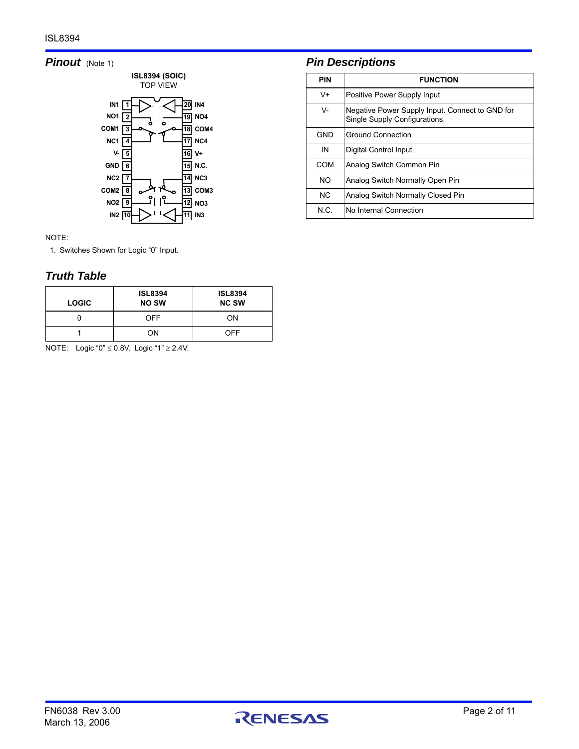## *Pinout* (Note 1)

**ISL8394 (SOIC)**
TOP VIEW

| Pin | Name | Pin | Name |
|---|---|---|---|
| 1 | IN1 | 20 | IN4 |
| 2 | NO1 | 19 | NO4 |
| 3 | COM1 | 18 | COM4 |
| 4 | NC1 | 17 | NC4 |
| 5 | V- | 16 | V+ |
| 6 | GND | 15 | N.C. |
| 7 | NC2 | 14 | NC3 |
| 8 | COM2 | 13 | COM3 |
| 9 | NO2 | 12 | NO3 |
| 10 | IN2 | 11 | IN3 |

NOTE:

1. Switches Shown for Logic “0” Input.

## *Truth Table*

| LOGIC | ISL8394 NO SW | ISL8394 NC SW |
|---|---|---|
| 0 | OFF | ON |
| 1 | ON | OFF |

NOTE: Logic “0” ≤ 0.8V. Logic “1” ≥ 2.4V.

## *Pin Descriptions*

| PIN | FUNCTION |
|---|---|
| V+ | Positive Power Supply Input |
| V- | Negative Power Supply Input. Connect to GND for Single Supply Configurations. |
| GND | Ground Connection |
| IN | Digital Control Input |
| COM | Analog Switch Common Pin |
| NO | Analog Switch Normally Open Pin |
| NC | Analog Switch Normally Closed Pin |
| N.C. | No Internal Connection |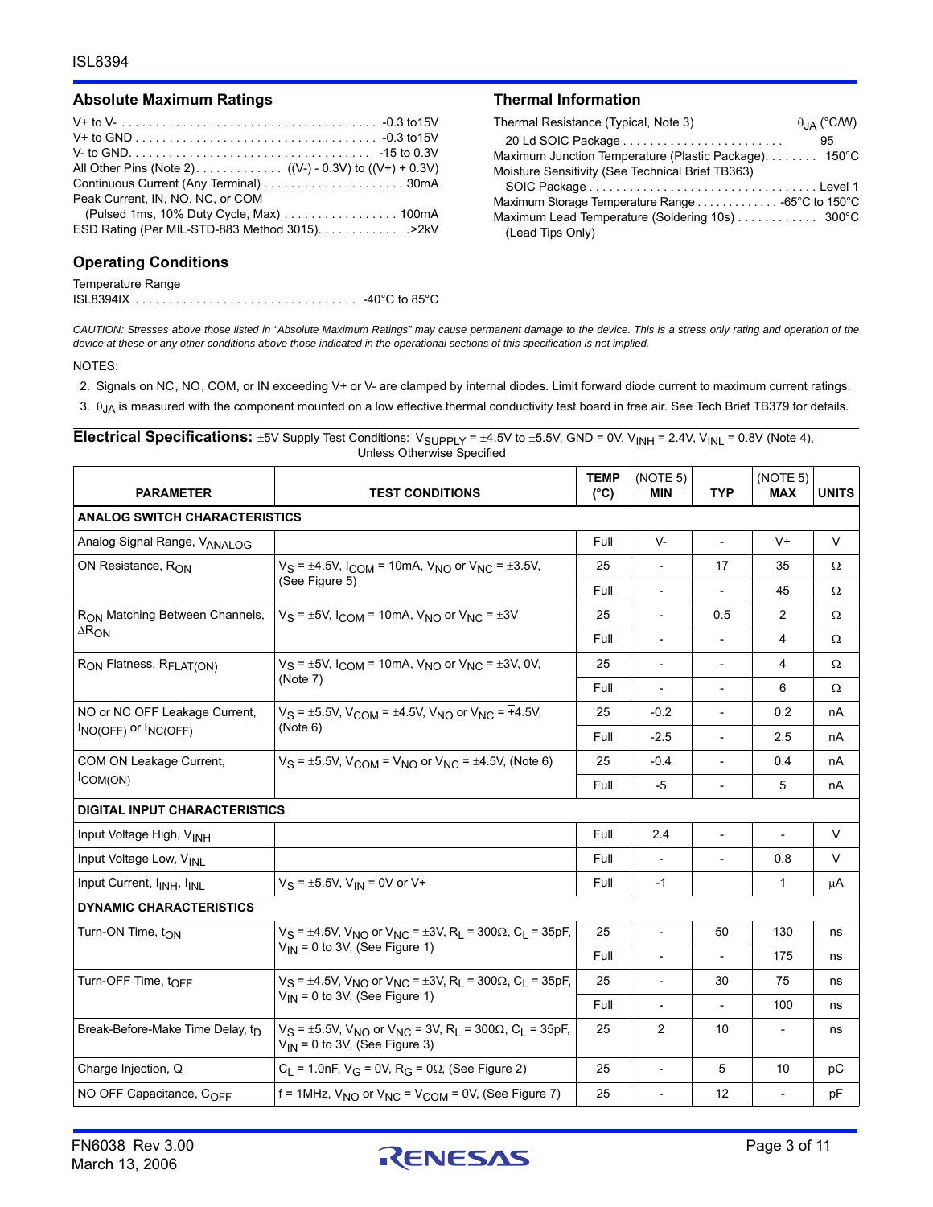## Absolute Maximum Ratings

V+ to V- . . . . . . . . . . . . . . . . . . . . . . . . . . . . . . . . . . . . . . -0.3 to15V
V+ to GND . . . . . . . . . . . . . . . . . . . . . . . . . . . . . . . . . . . . -0.3 to15V
V- to GND. . . . . . . . . . . . . . . . . . . . . . . . . . . . . . . . . . . . -15 to 0.3V
All Other Pins (Note 2). . . . . . . . . . . . . ((V-) - 0.3V) to ((V+) + 0.3V)
Continuous Current (Any Terminal) . . . . . . . . . . . . . . . . . . . . . 30mA
Peak Current, IN, NO, NC, or COM
(Pulsed 1ms, 10% Duty Cycle, Max) . . . . . . . . . . . . . . . . . 100mA
ESD Rating (Per MIL-STD-883 Method 3015). . . . . . . . . . . . . .>2kV

## Operating Conditions

Temperature Range
ISL8394IX . . . . . . . . . . . . . . . . . . . . . . . . . . . . . . . . -40°C to 85°C

## Thermal Information

| Thermal Resistance (Typical, Note 3) | $\theta_{JA}$ (°C/W) |
|---|---|
| 20 Ld SOIC Package . . . . . . . . . . . . . . . . . . . . . . . . | 95 |

Maximum Junction Temperature (Plastic Package). . . . . . . . 150°C
Moisture Sensitivity (See Technical Brief TB363)
SOIC Package . . . . . . . . . . . . . . . . . . . . . . . . . . . . . . . . . . Level 1
Maximum Storage Temperature Range . . . . . . . . . . . . . -65°C to 150°C
Maximum Lead Temperature (Soldering 10s) . . . . . . . . . . . . 300°C
(Lead Tips Only)

*CAUTION: Stresses above those listed in “Absolute Maximum Ratings” may cause permanent damage to the device. This is a stress only rating and operation of the device at these or any other conditions above those indicated in the operational sections of this specification is not implied.*

NOTES:

2. Signals on NC, NO, COM, or IN exceeding V+ or V- are clamped by internal diodes. Limit forward diode current to maximum current ratings.
3. $\theta_{JA}$ is measured with the component mounted on a low effective thermal conductivity test board in free air. See Tech Brief TB379 for details.

**Electrical Specifications:** ±5V Supply Test Conditions: $V_{SUPPLY}$ = ±4.5V to ±5.5V, GND = 0V, $V_{INH}$ = 2.4V, $V_{INL}$ = 0.8V (Note 4), Unless Otherwise Specified

| PARAMETER | TEST CONDITIONS | TEMP (°C) | (NOTE 5) MIN | TYP | (NOTE 5) MAX | UNITS |
|---|---|---|---|---|---|---|
| **ANALOG SWITCH CHARACTERISTICS** | | | | | | |
| Analog Signal Range, $V_{ANALOG}$ | | Full | V- | - | V+ | V |
| ON Resistance, $R_{ON}$ | $V_S$ = ±4.5V, $I_{COM}$ = 10mA, $V_{NO}$ or $V_{NC}$ = ±3.5V, (See Figure 5) | 25 | - | 17 | 35 | Ω |
| | | Full | - | - | 45 | Ω |
| $R_{ON}$ Matching Between Channels, $\Delta R_{ON}$ | $V_S$ = ±5V, $I_{COM}$ = 10mA, $V_{NO}$ or $V_{NC}$ = ±3V | 25 | - | 0.5 | 2 | Ω |
| | | Full | - | - | 4 | Ω |
| $R_{ON}$ Flatness, $R_{FLAT(ON)}$ | $V_S$ = ±5V, $I_{COM}$ = 10mA, $V_{NO}$ or $V_{NC}$ = ±3V, 0V, (Note 7) | 25 | - | - | 4 | Ω |
| | | Full | - | - | 6 | Ω |
| NO or NC OFF Leakage Current, $I_{NO(OFF)}$ or $I_{NC(OFF)}$ | $V_S$ = ±5.5V, $V_{COM}$ = ±4.5V, $V_{NO}$ or $V_{NC}$ = ∓4.5V, (Note 6) | 25 | -0.2 | - | 0.2 | nA |
| | | Full | -2.5 | - | 2.5 | nA |
| COM ON Leakage Current, $I_{COM(ON)}$ | $V_S$ = ±5.5V, $V_{COM}$ = $V_{NO}$ or $V_{NC}$ = ±4.5V, (Note 6) | 25 | -0.4 | - | 0.4 | nA |
| | | Full | -5 | - | 5 | nA |
| **DIGITAL INPUT CHARACTERISTICS** | | | | | | |
| Input Voltage High, $V_{INH}$ | | Full | 2.4 | - | - | V |
| Input Voltage Low, $V_{INL}$ | | Full | - | - | 0.8 | V |
| Input Current, $I_{INH}$, $I_{INL}$ | $V_S$ = ±5.5V, $V_{IN}$ = 0V or V+ | Full | -1 | | 1 | μA |
| **DYNAMIC CHARACTERISTICS** | | | | | | |
| Turn-ON Time, $t_{ON}$ | $V_S$ = ±4.5V, $V_{NO}$ or $V_{NC}$ = ±3V, $R_L$ = 300Ω, $C_L$ = 35pF, $V_{IN}$ = 0 to 3V, (See Figure 1) | 25 | - | 50 | 130 | ns |
| | | Full | - | - | 175 | ns |
| Turn-OFF Time, $t_{OFF}$ | $V_S$ = ±4.5V, $V_{NO}$ or $V_{NC}$ = ±3V, $R_L$ = 300Ω, $C_L$ = 35pF, $V_{IN}$ = 0 to 3V, (See Figure 1) | 25 | - | 30 | 75 | ns |
| | | Full | - | - | 100 | ns |
| Break-Before-Make Time Delay, $t_D$ | $V_S$ = ±5.5V, $V_{NO}$ or $V_{NC}$ = 3V, $R_L$ = 300Ω, $C_L$ = 35pF, $V_{IN}$ = 0 to 3V, (See Figure 3) | 25 | 2 | 10 | - | ns |
| Charge Injection, Q | $C_L$ = 1.0nF, $V_G$ = 0V, $R_G$ = 0Ω, (See Figure 2) | 25 | - | 5 | 10 | pC |
| NO OFF Capacitance, $C_{OFF}$ | f = 1MHz, $V_{NO}$ or $V_{NC}$ = $V_{COM}$ = 0V, (See Figure 7) | 25 | - | 12 | - | pF |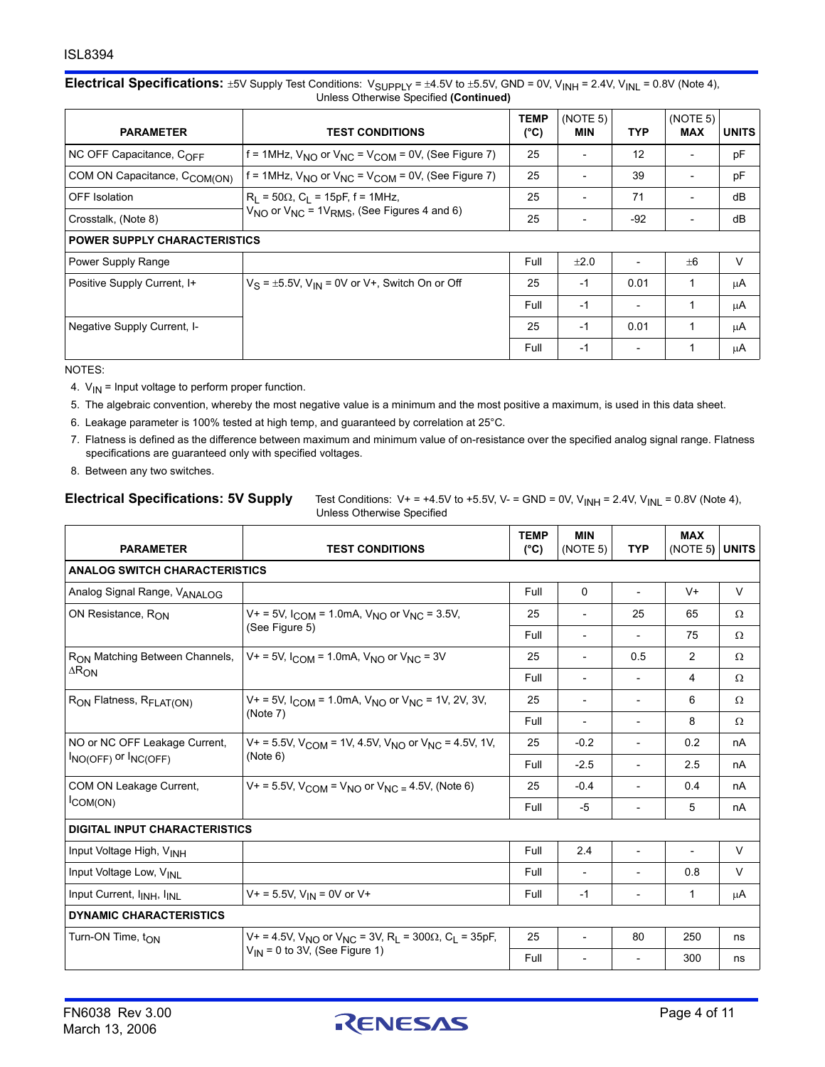### Electrical Specifications: ±5V Supply Test Conditions: $V_{SUPPLY}$ = ±4.5V to ±5.5V, GND = 0V, $V_{INH}$ = 2.4V, $V_{INL}$ = 0.8V (Note 4), Unless Otherwise Specified **(Continued)**

| PARAMETER | TEST CONDITIONS | TEMP (°C) | (NOTE 5) MIN | TYP | (NOTE 5) MAX | UNITS |
|---|---|---|---|---|---|---|
| NC OFF Capacitance, $C_{OFF}$ | f = 1MHz, $V_{NO}$ or $V_{NC}$ = $V_{COM}$ = 0V, (See Figure 7) | 25 | - | 12 | - | pF |
| COM ON Capacitance, $C_{COM(ON)}$ | f = 1MHz, $V_{NO}$ or $V_{NC}$ = $V_{COM}$ = 0V, (See Figure 7) | 25 | - | 39 | - | pF |
| OFF Isolation | $R_L$ = 50Ω, $C_L$ = 15pF, f = 1MHz, $V_{NO}$ or $V_{NC}$ = $1V_{RMS}$, (See Figures 4 and 6) | 25 | - | 71 | - | dB |
| Crosstalk, (Note 8) | | 25 | - | -92 | - | dB |
| **POWER SUPPLY CHARACTERISTICS** | | | | | | |
| Power Supply Range | | Full | ±2.0 | - | ±6 | V |
| Positive Supply Current, I+ | $V_S$ = ±5.5V, $V_{IN}$ = 0V or V+, Switch On or Off | 25 | -1 | 0.01 | 1 | µA |
| | | Full | -1 | - | 1 | µA |
| Negative Supply Current, I- | | 25 | -1 | 0.01 | 1 | µA |
| | | Full | -1 | - | 1 | µA |

NOTES:

4. $V_{IN}$ = Input voltage to perform proper function.
5. The algebraic convention, whereby the most negative value is a minimum and the most positive a maximum, is used in this data sheet.
6. Leakage parameter is 100% tested at high temp, and guaranteed by correlation at 25°C.
7. Flatness is defined as the difference between maximum and minimum value of on-resistance over the specified analog signal range. Flatness specifications are guaranteed only with specified voltages.
8. Between any two switches.

### Electrical Specifications: 5V Supply

Test Conditions: V+ = +4.5V to +5.5V, V- = GND = 0V, $V_{INH}$ = 2.4V, $V_{INL}$ = 0.8V (Note 4), Unless Otherwise Specified

| PARAMETER | TEST CONDITIONS | TEMP (°C) | MIN (NOTE 5) | TYP | MAX (NOTE 5) | UNITS |
|---|---|---|---|---|---|---|
| **ANALOG SWITCH CHARACTERISTICS** | | | | | | |
| Analog Signal Range, $V_{ANALOG}$ | | Full | 0 | - | V+ | V |
| ON Resistance, $R_{ON}$ | V+ = 5V, $I_{COM}$ = 1.0mA, $V_{NO}$ or $V_{NC}$ = 3.5V, (See Figure 5) | 25 | - | 25 | 65 | Ω |
| | | Full | - | - | 75 | Ω |
| $R_{ON}$ Matching Between Channels, $\Delta R_{ON}$ | V+ = 5V, $I_{COM}$ = 1.0mA, $V_{NO}$ or $V_{NC}$ = 3V | 25 | - | 0.5 | 2 | Ω |
| | | Full | - | - | 4 | Ω |
| $R_{ON}$ Flatness, $R_{FLAT(ON)}$ | V+ = 5V, $I_{COM}$ = 1.0mA, $V_{NO}$ or $V_{NC}$ = 1V, 2V, 3V, (Note 7) | 25 | - | - | 6 | Ω |
| | | Full | - | - | 8 | Ω |
| NO or NC OFF Leakage Current, $I_{NO(OFF)}$ or $I_{NC(OFF)}$ | V+ = 5.5V, $V_{COM}$ = 1V, 4.5V, $V_{NO}$ or $V_{NC}$ = 4.5V, 1V, (Note 6) | 25 | -0.2 | - | 0.2 | nA |
| | | Full | -2.5 | - | 2.5 | nA |
| COM ON Leakage Current, $I_{COM(ON)}$ | V+ = 5.5V, $V_{COM}$ = $V_{NO}$ or $V_{NC}$ = 4.5V, (Note 6) | 25 | -0.4 | - | 0.4 | nA |
| | | Full | -5 | - | 5 | nA |
| **DIGITAL INPUT CHARACTERISTICS** | | | | | | |
| Input Voltage High, $V_{INH}$ | | Full | 2.4 | - | - | V |
| Input Voltage Low, $V_{INL}$ | | Full | - | - | 0.8 | V |
| Input Current, $I_{INH}$, $I_{INL}$ | V+ = 5.5V, $V_{IN}$ = 0V or V+ | Full | -1 | - | 1 | µA |
| **DYNAMIC CHARACTERISTICS** | | | | | | |
| Turn-ON Time, $t_{ON}$ | V+ = 4.5V, $V_{NO}$ or $V_{NC}$ = 3V, $R_L$ = 300Ω, $C_L$ = 35pF, $V_{IN}$ = 0 to 3V, (See Figure 1) | 25 | - | 80 | 250 | ns |
| | | Full | - | - | 300 | ns |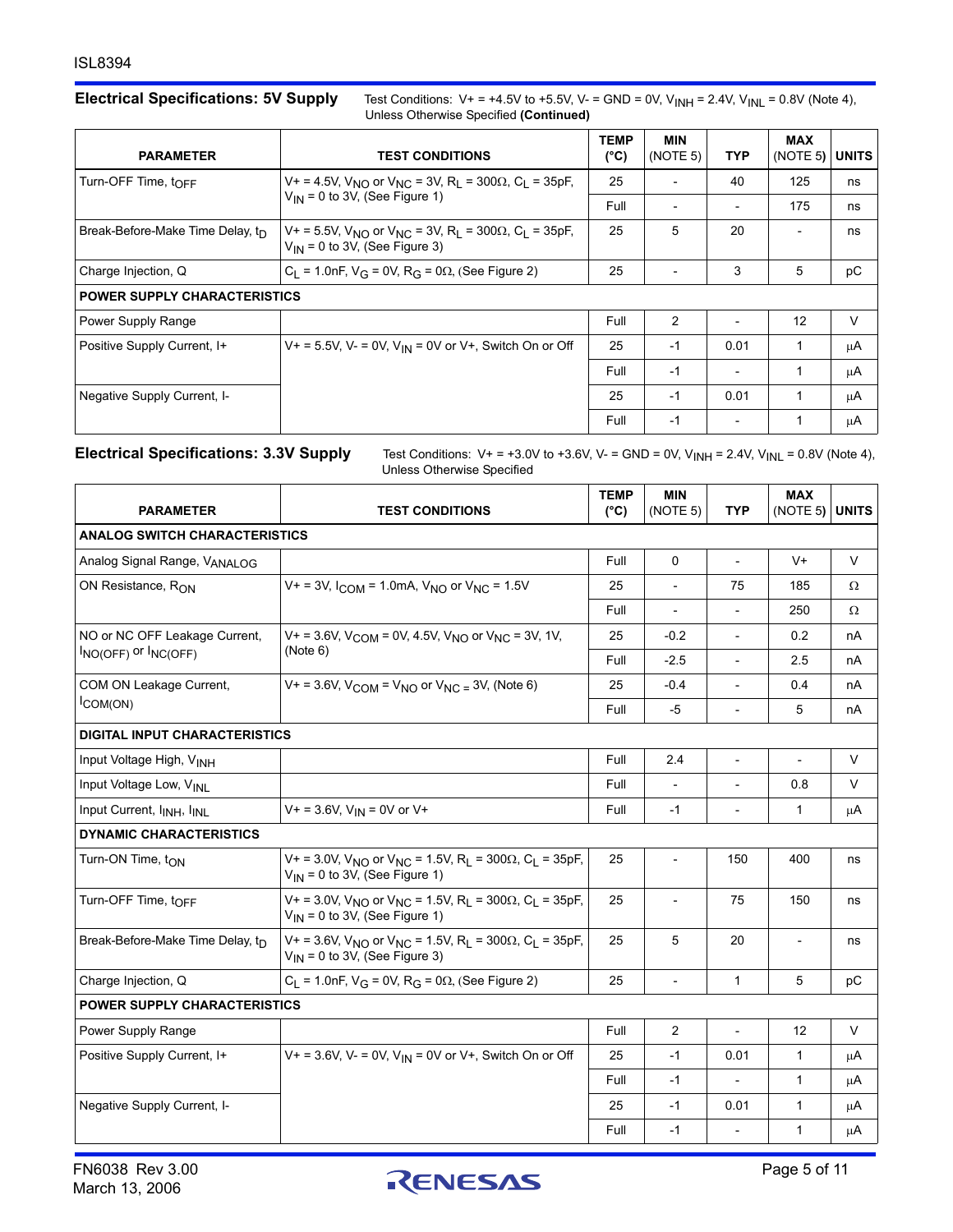## Electrical Specifications: 5V Supply

Test Conditions: V+ = +4.5V to +5.5V, V- = GND = 0V, $V_{INH}$ = 2.4V, $V_{INL}$ = 0.8V (Note 4), Unless Otherwise Specified **(Continued)**

| PARAMETER | TEST CONDITIONS | TEMP (°C) | MIN (NOTE 5) | TYP | MAX (NOTE 5) | UNITS |
|---|---|---|---|---|---|---|
| Turn-OFF Time, $t_{OFF}$ | V+ = 4.5V, $V_{NO}$ or $V_{NC}$ = 3V, $R_L$ = 300Ω, $C_L$ = 35pF, $V_{IN}$ = 0 to 3V, (See Figure 1) | 25 | - | 40 | 125 | ns |
| | | Full | - | - | 175 | ns |
| Break-Before-Make Time Delay, $t_D$ | V+ = 5.5V, $V_{NO}$ or $V_{NC}$ = 3V, $R_L$ = 300Ω, $C_L$ = 35pF, $V_{IN}$ = 0 to 3V, (See Figure 3) | 25 | 5 | 20 | - | ns |
| Charge Injection, Q | $C_L$ = 1.0nF, $V_G$ = 0V, $R_G$ = 0Ω, (See Figure 2) | 25 | - | 3 | 5 | pC |
| **POWER SUPPLY CHARACTERISTICS** | | | | | | |
| Power Supply Range | | Full | 2 | - | 12 | V |
| Positive Supply Current, I+ | V+ = 5.5V, V- = 0V, $V_{IN}$ = 0V or V+, Switch On or Off | 25 | -1 | 0.01 | 1 | μA |
| | | Full | -1 | - | 1 | μA |
| Negative Supply Current, I- | | 25 | -1 | 0.01 | 1 | μA |
| | | Full | -1 | - | 1 | μA |

## Electrical Specifications: 3.3V Supply

Test Conditions: V+ = +3.0V to +3.6V, V- = GND = 0V, $V_{INH}$ = 2.4V, $V_{INL}$ = 0.8V (Note 4), Unless Otherwise Specified

| PARAMETER | TEST CONDITIONS | TEMP (°C) | MIN (NOTE 5) | TYP | MAX (NOTE 5) | UNITS |
|---|---|---|---|---|---|---|
| **ANALOG SWITCH CHARACTERISTICS** | | | | | | |
| Analog Signal Range, $V_{ANALOG}$ | | Full | 0 | - | V+ | V |
| ON Resistance, $R_{ON}$ | V+ = 3V, $I_{COM}$ = 1.0mA, $V_{NO}$ or $V_{NC}$ = 1.5V | 25 | - | 75 | 185 | Ω |
| | | Full | - | - | 250 | Ω |
| NO or NC OFF Leakage Current, $I_{NO(OFF)}$ or $I_{NC(OFF)}$ | V+ = 3.6V, $V_{COM}$ = 0V, 4.5V, $V_{NO}$ or $V_{NC}$ = 3V, 1V, (Note 6) | 25 | -0.2 | - | 0.2 | nA |
| | | Full | -2.5 | - | 2.5 | nA |
| COM ON Leakage Current, $I_{COM(ON)}$ | V+ = 3.6V, $V_{COM}$ = $V_{NO}$ or $V_{NC}$ = 3V, (Note 6) | 25 | -0.4 | - | 0.4 | nA |
| | | Full | -5 | - | 5 | nA |
| **DIGITAL INPUT CHARACTERISTICS** | | | | | | |
| Input Voltage High, $V_{INH}$ | | Full | 2.4 | - | - | V |
| Input Voltage Low, $V_{INL}$ | | Full | - | - | 0.8 | V |
| Input Current, $I_{INH}$, $I_{INL}$ | V+ = 3.6V, $V_{IN}$ = 0V or V+ | Full | -1 | - | 1 | μA |
| **DYNAMIC CHARACTERISTICS** | | | | | | |
| Turn-ON Time, $t_{ON}$ | V+ = 3.0V, $V_{NO}$ or $V_{NC}$ = 1.5V, $R_L$ = 300Ω, $C_L$ = 35pF, $V_{IN}$ = 0 to 3V, (See Figure 1) | 25 | - | 150 | 400 | ns |
| Turn-OFF Time, $t_{OFF}$ | V+ = 3.0V, $V_{NO}$ or $V_{NC}$ = 1.5V, $R_L$ = 300Ω, $C_L$ = 35pF, $V_{IN}$ = 0 to 3V, (See Figure 1) | 25 | - | 75 | 150 | ns |
| Break-Before-Make Time Delay, $t_D$ | V+ = 3.6V, $V_{NO}$ or $V_{NC}$ = 1.5V, $R_L$ = 300Ω, $C_L$ = 35pF, $V_{IN}$ = 0 to 3V, (See Figure 3) | 25 | 5 | 20 | - | ns |
| Charge Injection, Q | $C_L$ = 1.0nF, $V_G$ = 0V, $R_G$ = 0Ω, (See Figure 2) | 25 | - | 1 | 5 | pC |
| **POWER SUPPLY CHARACTERISTICS** | | | | | | |
| Power Supply Range | | Full | 2 | - | 12 | V |
| Positive Supply Current, I+ | V+ = 3.6V, V- = 0V, $V_{IN}$ = 0V or V+, Switch On or Off | 25 | -1 | 0.01 | 1 | μA |
| | | Full | -1 | - | 1 | μA |
| Negative Supply Current, I- | | 25 | -1 | 0.01 | 1 | μA |
| | | Full | -1 | - | 1 | μA |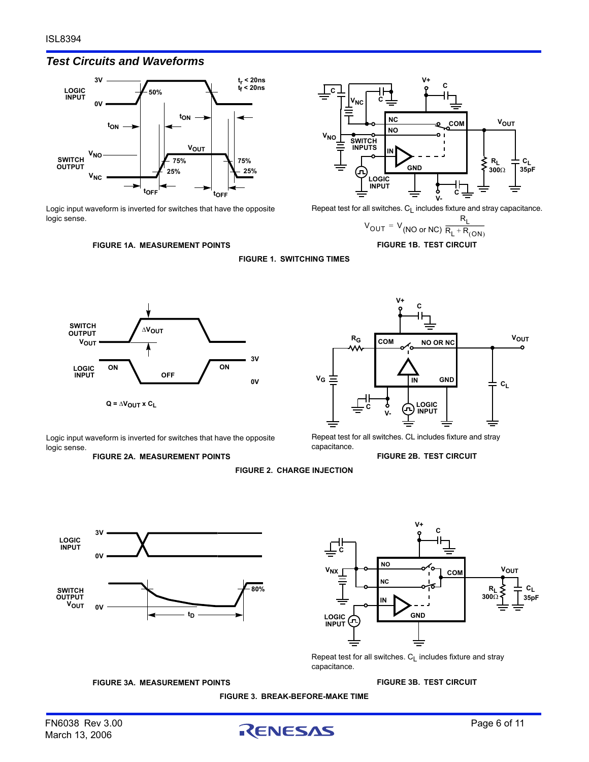## *Test Circuits and Waveforms*

Logic input waveform is inverted for switches that have the opposite logic sense.

**FIGURE 1A. MEASUREMENT POINTS**

Repeat test for all switches. $C_L$ includes fixture and stray capacitance.

$$V_{OUT} = V_{(NO\ or\ NC)} \frac{R_L}{R_L + R_{(ON)}}$$

**FIGURE 1B. TEST CIRCUIT**

**FIGURE 1. SWITCHING TIMES**

$Q = \Delta V_{OUT} \times C_L$

Logic input waveform is inverted for switches that have the opposite logic sense.

**FIGURE 2A. MEASUREMENT POINTS**

Repeat test for all switches. CL includes fixture and stray capacitance.

**FIGURE 2B. TEST CIRCUIT**

**FIGURE 2. CHARGE INJECTION**

**FIGURE 3A. MEASUREMENT POINTS**

Repeat test for all switches. $C_L$ includes fixture and stray capacitance.

**FIGURE 3B. TEST CIRCUIT**

**FIGURE 3. BREAK-BEFORE-MAKE TIME**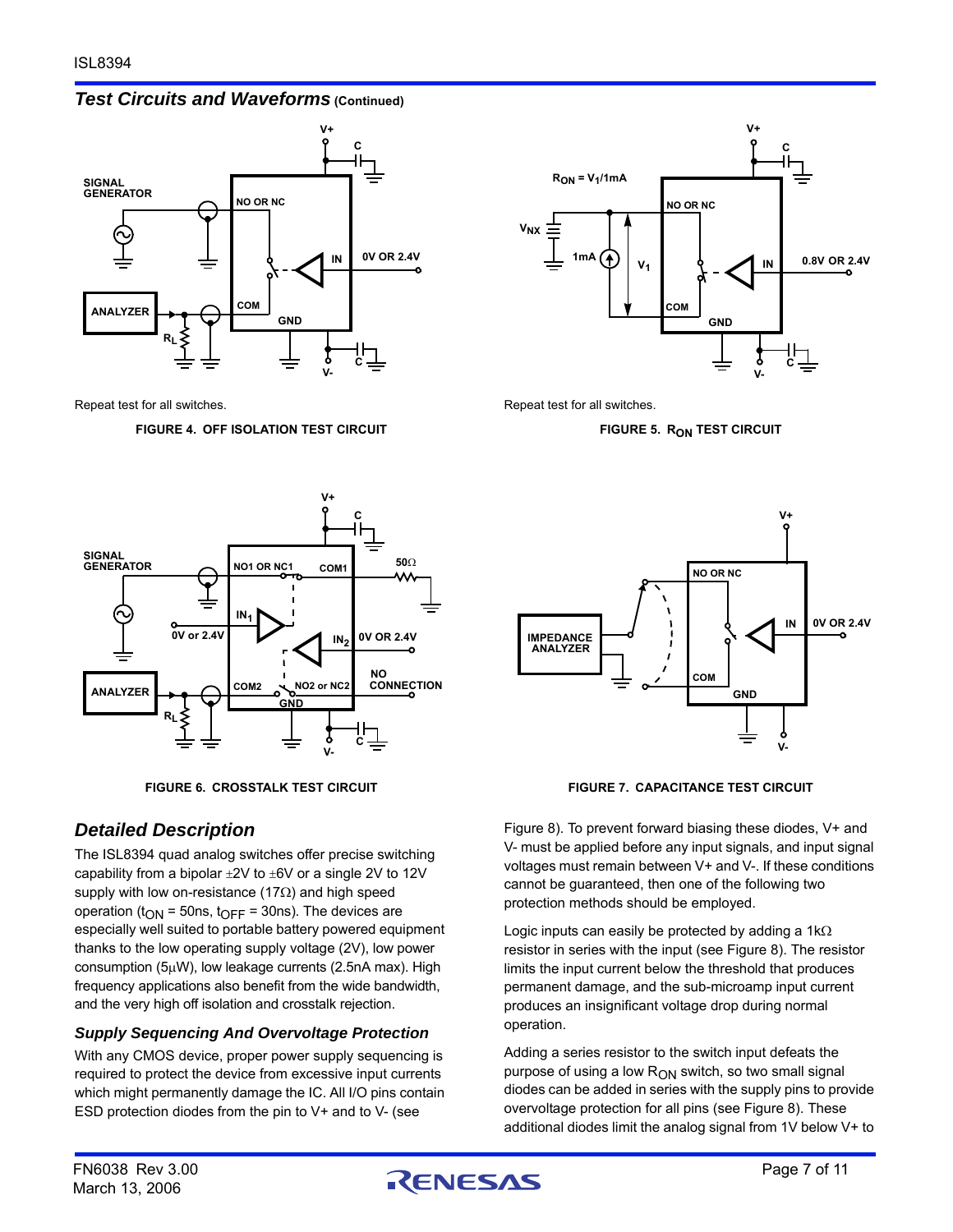## *Test Circuits and Waveforms* (Continued)

Repeat test for all switches.

**FIGURE 4. OFF ISOLATION TEST CIRCUIT**

Repeat test for all switches.

**FIGURE 5. $R_{ON}$ TEST CIRCUIT**

**FIGURE 6. CROSSTALK TEST CIRCUIT**

**FIGURE 7. CAPACITANCE TEST CIRCUIT**

## *Detailed Description*

The ISL8394 quad analog switches offer precise switching capability from a bipolar ±2V to ±6V or a single 2V to 12V supply with low on-resistance (17Ω) and high speed operation ($t_{ON}$ = 50ns, $t_{OFF}$ = 30ns). The devices are especially well suited to portable battery powered equipment thanks to the low operating supply voltage (2V), low power consumption (5µW), low leakage currents (2.5nA max). High frequency applications also benefit from the wide bandwidth, and the very high off isolation and crosstalk rejection.

### *Supply Sequencing And Overvoltage Protection*

With any CMOS device, proper power supply sequencing is required to protect the device from excessive input currents which might permanently damage the IC. All I/O pins contain ESD protection diodes from the pin to V+ and to V- (see Figure 8). To prevent forward biasing these diodes, V+ and V- must be applied before any input signals, and input signal voltages must remain between V+ and V-. If these conditions cannot be guaranteed, then one of the following two protection methods should be employed.

Logic inputs can easily be protected by adding a 1kΩ resistor in series with the input (see Figure 8). The resistor limits the input current below the threshold that produces permanent damage, and the sub-microamp input current produces an insignificant voltage drop during normal operation.

Adding a series resistor to the switch input defeats the purpose of using a low $R_{ON}$ switch, so two small signal diodes can be added in series with the supply pins to provide overvoltage protection for all pins (see Figure 8). These additional diodes limit the analog signal from 1V below V+ to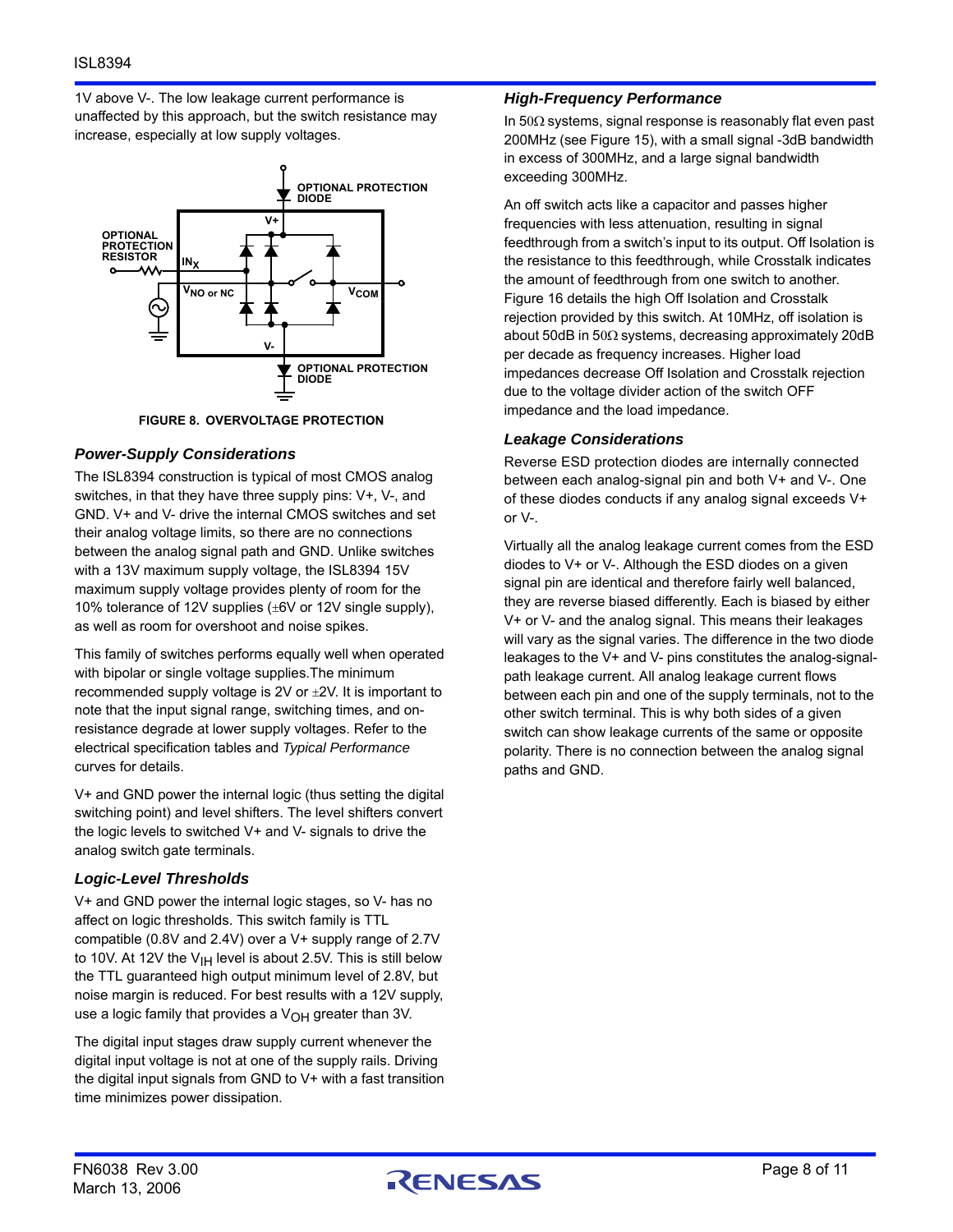1V above V-. The low leakage current performance is unaffected by this approach, but the switch resistance may increase, especially at low supply voltages.

FIGURE 8. OVERVOLTAGE PROTECTION

### *Power-Supply Considerations*

The ISL8394 construction is typical of most CMOS analog switches, in that they have three supply pins: V+, V-, and GND. V+ and V- drive the internal CMOS switches and set their analog voltage limits, so there are no connections between the analog signal path and GND. Unlike switches with a 13V maximum supply voltage, the ISL8394 15V maximum supply voltage provides plenty of room for the 10% tolerance of 12V supplies (±6V or 12V single supply), as well as room for overshoot and noise spikes.

This family of switches performs equally well when operated with bipolar or single voltage supplies.The minimum recommended supply voltage is 2V or ±2V. It is important to note that the input signal range, switching times, and on-resistance degrade at lower supply voltages. Refer to the electrical specification tables and *Typical Performance* curves for details.

V+ and GND power the internal logic (thus setting the digital switching point) and level shifters. The level shifters convert the logic levels to switched V+ and V- signals to drive the analog switch gate terminals.

### *Logic-Level Thresholds*

V+ and GND power the internal logic stages, so V- has no affect on logic thresholds. This switch family is TTL compatible (0.8V and 2.4V) over a V+ supply range of 2.7V to 10V. At 12V the $V_{IH}$ level is about 2.5V. This is still below the TTL guaranteed high output minimum level of 2.8V, but noise margin is reduced. For best results with a 12V supply, use a logic family that provides a $V_{OH}$ greater than 3V.

The digital input stages draw supply current whenever the digital input voltage is not at one of the supply rails. Driving the digital input signals from GND to V+ with a fast transition time minimizes power dissipation.

### *High-Frequency Performance*

In 50Ω systems, signal response is reasonably flat even past 200MHz (see Figure 15), with a small signal -3dB bandwidth in excess of 300MHz, and a large signal bandwidth exceeding 300MHz.

An off switch acts like a capacitor and passes higher frequencies with less attenuation, resulting in signal feedthrough from a switch's input to its output. Off Isolation is the resistance to this feedthrough, while Crosstalk indicates the amount of feedthrough from one switch to another. Figure 16 details the high Off Isolation and Crosstalk rejection provided by this switch. At 10MHz, off isolation is about 50dB in 50Ω systems, decreasing approximately 20dB per decade as frequency increases. Higher load impedances decrease Off Isolation and Crosstalk rejection due to the voltage divider action of the switch OFF impedance and the load impedance.

### *Leakage Considerations*

Reverse ESD protection diodes are internally connected between each analog-signal pin and both V+ and V-. One of these diodes conducts if any analog signal exceeds V+ or V-.

Virtually all the analog leakage current comes from the ESD diodes to V+ or V-. Although the ESD diodes on a given signal pin are identical and therefore fairly well balanced, they are reverse biased differently. Each is biased by either V+ or V- and the analog signal. This means their leakages will vary as the signal varies. The difference in the two diode leakages to the V+ and V- pins constitutes the analog-signal-path leakage current. All analog leakage current flows between each pin and one of the supply terminals, not to the other switch terminal. This is why both sides of a given switch can show leakage currents of the same or opposite polarity. There is no connection between the analog signal paths and GND.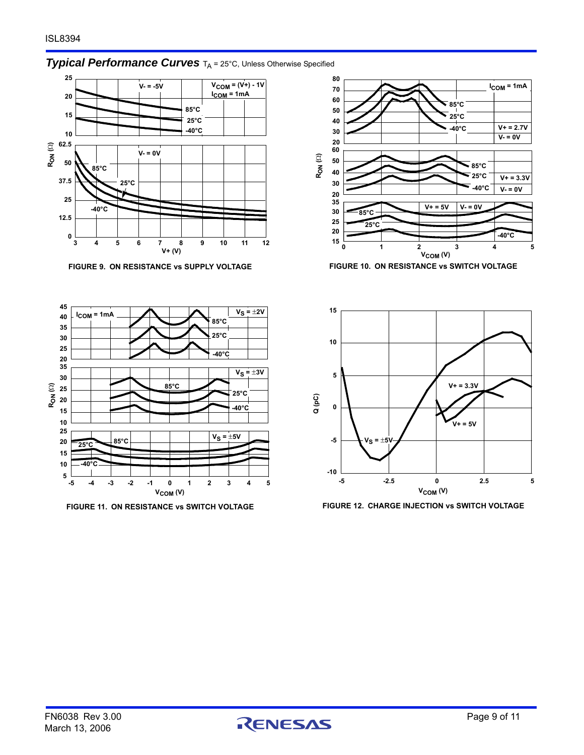## *Typical Performance Curves* $T_A$ = 25°C, Unless Otherwise Specified

FIGURE 9. ON RESISTANCE vs SUPPLY VOLTAGE

FIGURE 10. ON RESISTANCE vs SWITCH VOLTAGE

FIGURE 11. ON RESISTANCE vs SWITCH VOLTAGE

FIGURE 12. CHARGE INJECTION vs SWITCH VOLTAGE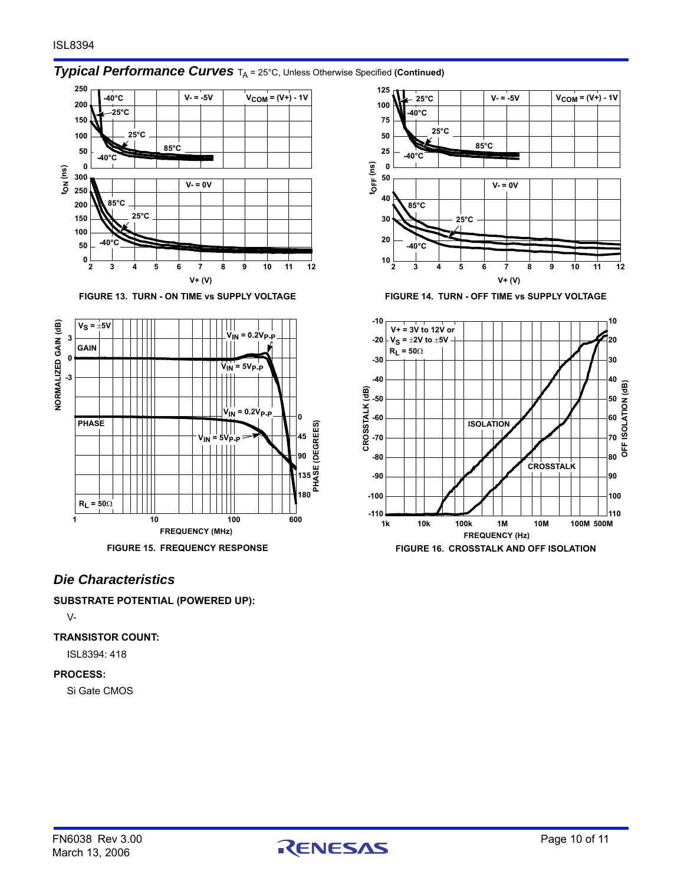## *Typical Performance Curves* $T_A$ = 25°C, Unless Otherwise Specified **(Continued)**

FIGURE 13. TURN - ON TIME vs SUPPLY VOLTAGE

FIGURE 14. TURN - OFF TIME vs SUPPLY VOLTAGE

FIGURE 15. FREQUENCY RESPONSE

FIGURE 16. CROSSTALK AND OFF ISOLATION

## *Die Characteristics*

**SUBSTRATE POTENTIAL (POWERED UP):**

V-

**TRANSISTOR COUNT:**

ISL8394: 418

**PROCESS:**

Si Gate CMOS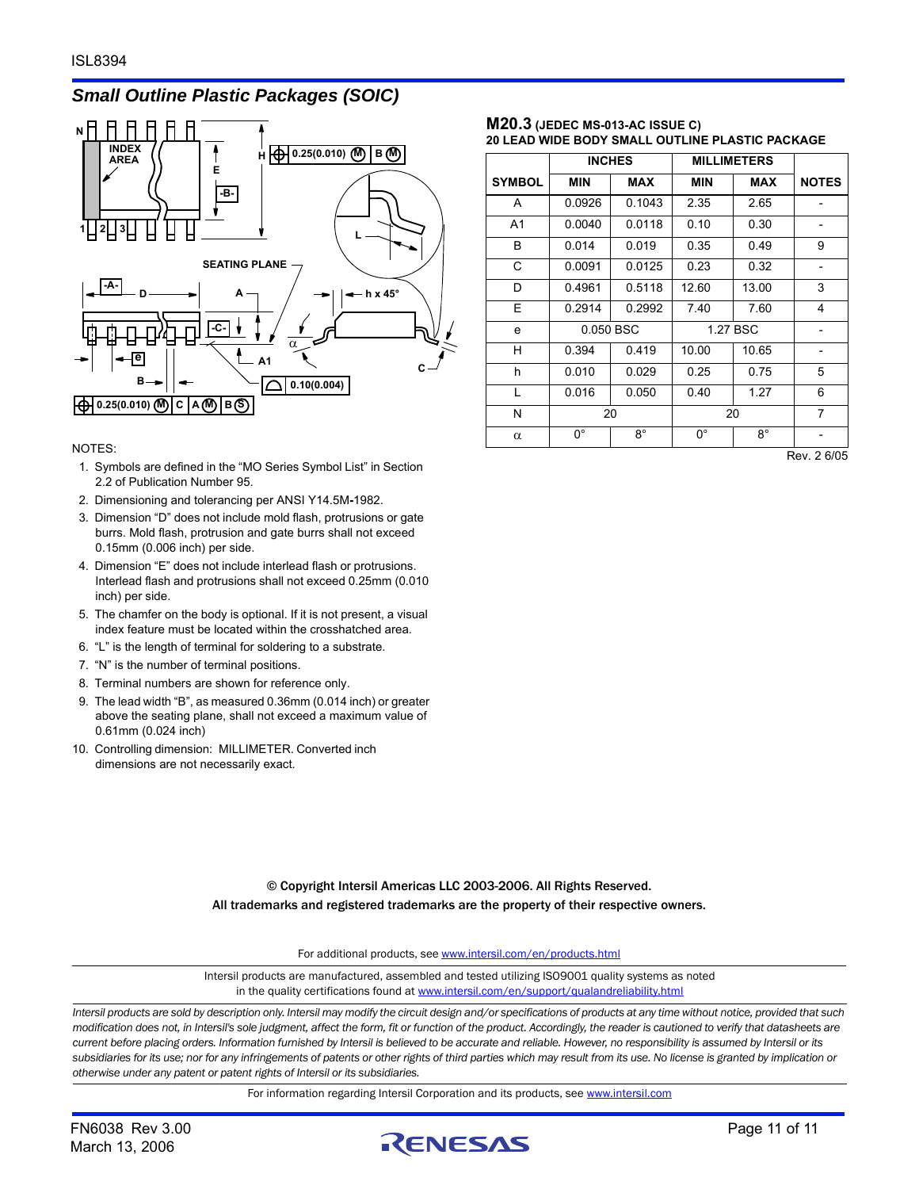## Small Outline Plastic Packages (SOIC)

N
INDEX AREA
H
0.25(0.010) M B M
E
-B-
1 2 3
L
SEATING PLANE
-A-
D
A
h x 45°
-C-
α
e
A1
C
B
0.10(0.004)
0.25(0.010) M C A M B S

NOTES:

1. Symbols are defined in the "MO Series Symbol List" in Section 2.2 of Publication Number 95.
2. Dimensioning and tolerancing per ANSI Y14.5M-1982.
3. Dimension "D" does not include mold flash, protrusions or gate burrs. Mold flash, protrusion and gate burrs shall not exceed 0.15mm (0.006 inch) per side.
4. Dimension "E" does not include interlead flash or protrusions. Interlead flash and protrusions shall not exceed 0.25mm (0.010 inch) per side.
5. The chamfer on the body is optional. If it is not present, a visual index feature must be located within the crosshatched area.
6. "L" is the length of terminal for soldering to a substrate.
7. "N" is the number of terminal positions.
8. Terminal numbers are shown for reference only.
9. The lead width "B", as measured 0.36mm (0.014 inch) or greater above the seating plane, shall not exceed a maximum value of 0.61mm (0.024 inch)
10. Controlling dimension: MILLIMETER. Converted inch dimensions are not necessarily exact.

### M20.3 (JEDEC MS-013-AC ISSUE C)
**20 LEAD WIDE BODY SMALL OUTLINE PLASTIC PACKAGE**

| SYMBOL | INCHES | | MILLIMETERS | | NOTES |
|---|---|---|---|---|---|
| | MIN | MAX | MIN | MAX | |
| A | 0.0926 | 0.1043 | 2.35 | 2.65 | - |
| A1 | 0.0040 | 0.0118 | 0.10 | 0.30 | - |
| B | 0.014 | 0.019 | 0.35 | 0.49 | 9 |
| C | 0.0091 | 0.0125 | 0.23 | 0.32 | - |
| D | 0.4961 | 0.5118 | 12.60 | 13.00 | 3 |
| E | 0.2914 | 0.2992 | 7.40 | 7.60 | 4 |
| e | 0.050 BSC | | 1.27 BSC | | - |
| H | 0.394 | 0.419 | 10.00 | 10.65 | - |
| h | 0.010 | 0.029 | 0.25 | 0.75 | 5 |
| L | 0.016 | 0.050 | 0.40 | 1.27 | 6 |
| N | 20 | | 20 | | 7 |
| α | 0° | 8° | 0° | 8° | - |

Rev. 2 6/05

© Copyright Intersil Americas LLC 2003-2006. All Rights Reserved.
All trademarks and registered trademarks are the property of their respective owners.

For additional products, see www.intersil.com/en/products.html

Intersil products are manufactured, assembled and tested utilizing ISO9001 quality systems as noted in the quality certifications found at www.intersil.com/en/support/qualandreliability.html

*Intersil products are sold by description only. Intersil may modify the circuit design and/or specifications of products at any time without notice, provided that such modification does not, in Intersil's sole judgment, affect the form, fit or function of the product. Accordingly, the reader is cautioned to verify that datasheets are current before placing orders. Information furnished by Intersil is believed to be accurate and reliable. However, no responsibility is assumed by Intersil or its subsidiaries for its use; nor for any infringements of patents or other rights of third parties which may result from its use. No license is granted by implication or otherwise under any patent or patent rights of Intersil or its subsidiaries.*

For information regarding Intersil Corporation and its products, see www.intersil.com